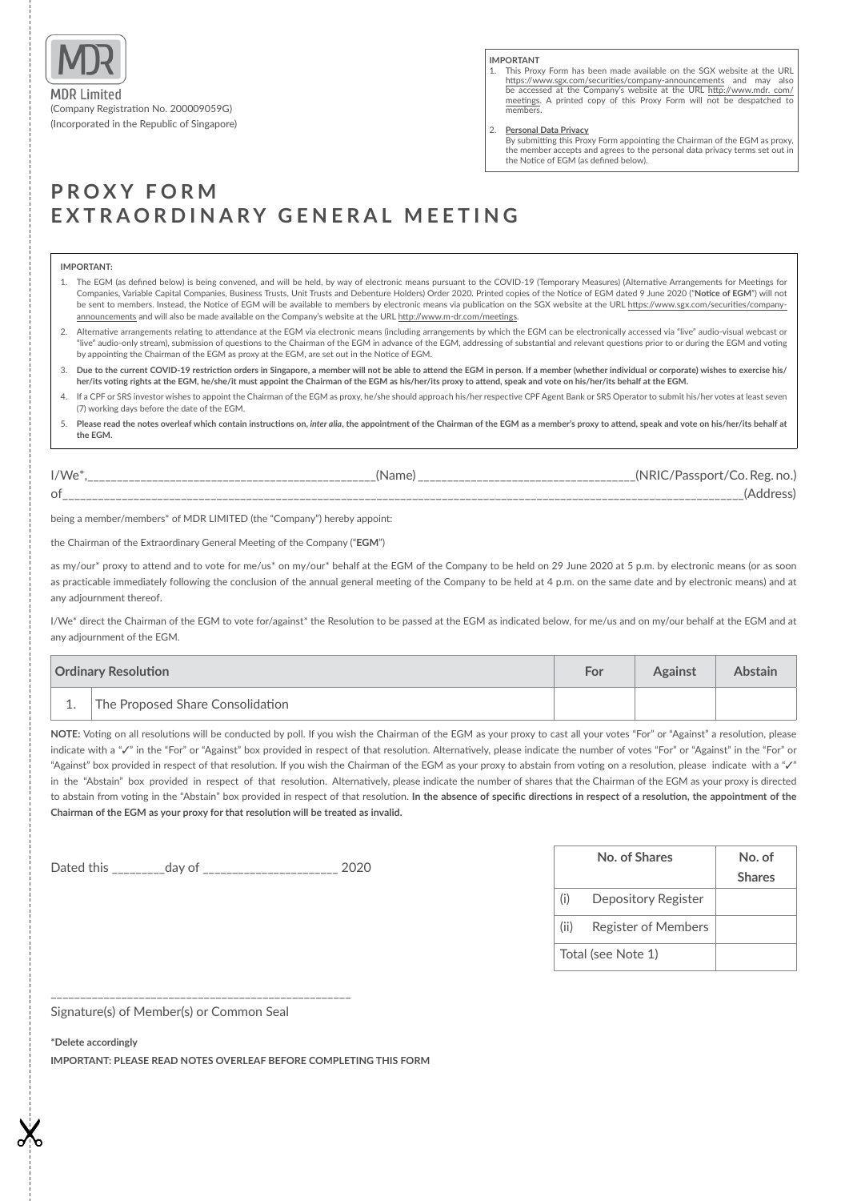MDR Limited
(Company Registration No. 200009059G)
(Incorporated in the Republic of Singapore)

**IMPORTANT**

1. This Proxy Form has been made available on the SGX website at the URL https://www.sgx.com/securities/company-announcements and may also be accessed at the Company's website at the URL http://www.mdr. com/meetings. A printed copy of this Proxy Form will not be despatched to members.
2. **Personal Data Privacy**
   By submitting this Proxy Form appointing the Chairman of the EGM as proxy, the member accepts and agrees to the personal data privacy terms set out in the Notice of EGM (as defined below).

# PROXY FORM
# EXTRAORDINARY GENERAL MEETING

**IMPORTANT:**

1. The EGM (as defined below) is being convened, and will be held, by way of electronic means pursuant to the COVID-19 (Temporary Measures) (Alternative Arrangements for Meetings for Companies, Variable Capital Companies, Business Trusts, Unit Trusts and Debenture Holders) Order 2020. Printed copies of the Notice of EGM dated 9 June 2020 ("**Notice of EGM**") will not be sent to members. Instead, the Notice of EGM will be available to members by electronic means via publication on the SGX website at the URL https://www.sgx.com/securities/company-announcements and will also be made available on the Company's website at the URL http://www.m-dr.com/meetings.
2. Alternative arrangements relating to attendance at the EGM via electronic means (including arrangements by which the EGM can be electronically accessed via "live" audio-visual webcast or "live" audio-only stream), submission of questions to the Chairman of the EGM in advance of the EGM, addressing of substantial and relevant questions prior to or during the EGM and voting by appointing the Chairman of the EGM as proxy at the EGM, are set out in the Notice of EGM.
3. **Due to the current COVID-19 restriction orders in Singapore, a member will not be able to attend the EGM in person. If a member (whether individual or corporate) wishes to exercise his/her/its voting rights at the EGM, he/she/it must appoint the Chairman of the EGM as his/her/its proxy to attend, speak and vote on his/her/its behalf at the EGM.**
4. If a CPF or SRS investor wishes to appoint the Chairman of the EGM as proxy, he/she should approach his/her respective CPF Agent Bank or SRS Operator to submit his/her votes at least seven (7) working days before the date of the EGM.
5. **Please read the notes overleaf which contain instructions on, *inter alia*, the appointment of the Chairman of the EGM as a member's proxy to attend, speak and vote on his/her/its behalf at the EGM.**

I/We*,_______________________________________________(Name) _________________________________(NRIC/Passport/Co. Reg. no.)

of______________________________________________________________________________________________________________(Address)

being a member/members* of MDR LIMITED (the "Company") hereby appoint:

the Chairman of the Extraordinary General Meeting of the Company ("**EGM**")

as my/our* proxy to attend and to vote for me/us* on my/our* behalf at the EGM of the Company to be held on 29 June 2020 at 5 p.m. by electronic means (or as soon as practicable immediately following the conclusion of the annual general meeting of the Company to be held at 4 p.m. on the same date and by electronic means) and at any adjournment thereof.

I/We* direct the Chairman of the EGM to vote for/against* the Resolution to be passed at the EGM as indicated below, for me/us and on my/our behalf at the EGM and at any adjournment of the EGM.

| Ordinary Resolution | | For | Against | Abstain |
|---|---|---|---|---|
| 1. | The Proposed Share Consolidation | | | |

**NOTE:** Voting on all resolutions will be conducted by poll. If you wish the Chairman of the EGM as your proxy to cast all your votes "For" or "Against" a resolution, please indicate with a "✓" in the "For" or "Against" box provided in respect of that resolution. Alternatively, please indicate the number of votes "For" or "Against" in the "For" or "Against" box provided in respect of that resolution. If you wish the Chairman of the EGM as your proxy to abstain from voting on a resolution, please indicate with a "✓" in the "Abstain" box provided in respect of that resolution. Alternatively, please indicate the number of shares that the Chairman of the EGM as your proxy is directed to abstain from voting in the "Abstain" box provided in respect of that resolution. **In the absence of specific directions in respect of a resolution, the appointment of the Chairman of the EGM as your proxy for that resolution will be treated as invalid.**

Dated this ________day of ____________________ 2020

| No. of Shares | | No. of Shares |
|---|---|---|
| (i) | Depository Register | |
| (ii) | Register of Members | |
| Total (see Note 1) | | |

_________________________________________________
Signature(s) of Member(s) or Common Seal

**\*Delete accordingly**

**IMPORTANT: PLEASE READ NOTES OVERLEAF BEFORE COMPLETING THIS FORM**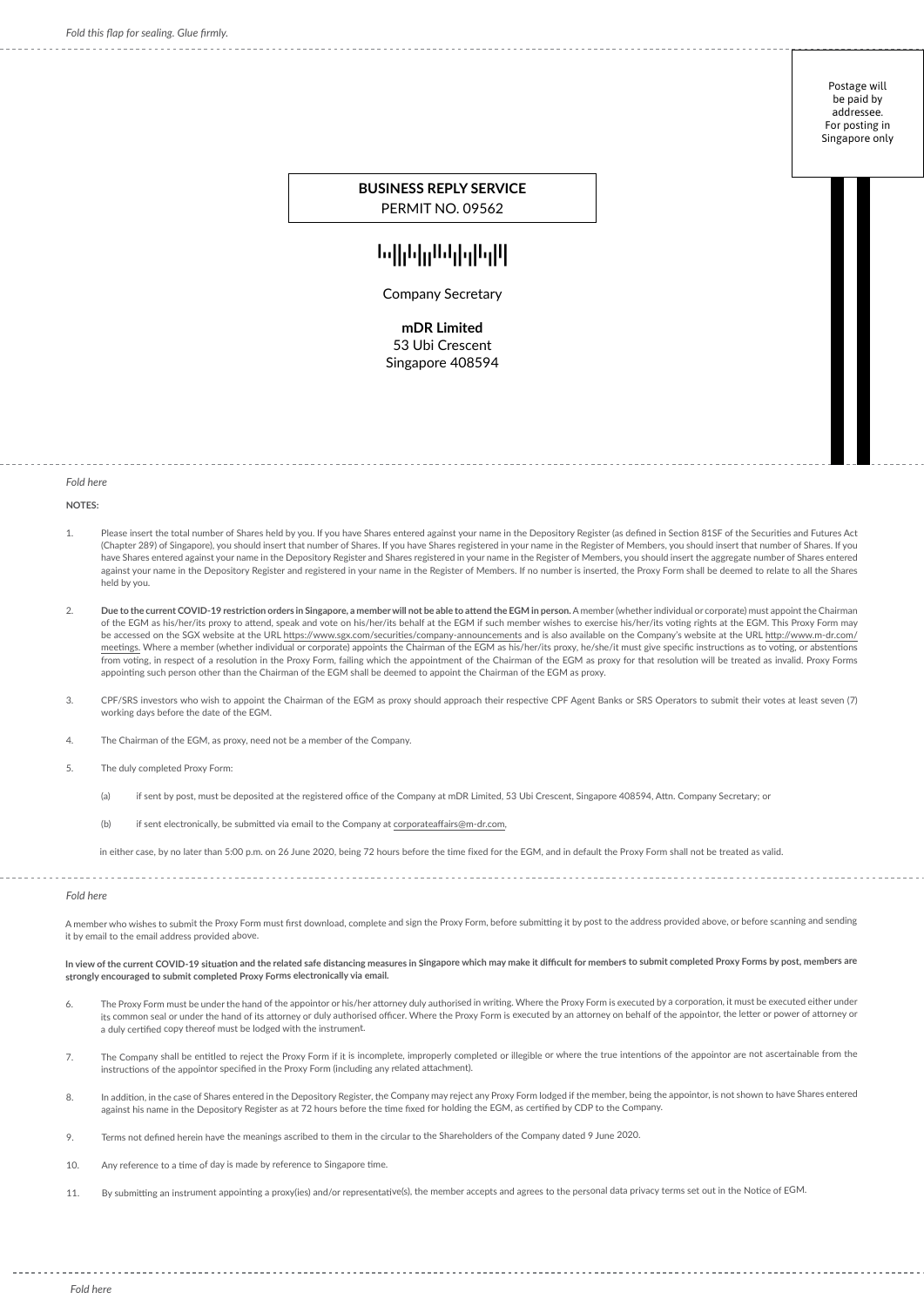*Fold this flap for sealing. Glue firmly.*

Postage will be paid by addressee. For posting in Singapore only

**BUSINESS REPLY SERVICE**
PERMIT NO. 09562

Company Secretary

**mDR Limited**
53 Ubi Crescent
Singapore 408594

*Fold here*

**NOTES:**

1. Please insert the total number of Shares held by you. If you have Shares entered against your name in the Depository Register (as defined in Section 81SF of the Securities and Futures Act (Chapter 289) of Singapore), you should insert that number of Shares. If you have Shares registered in your name in the Register of Members, you should insert that number of Shares. If you have Shares entered against your name in the Depository Register and Shares registered in your name in the Register of Members, you should insert the aggregate number of Shares entered against your name in the Depository Register and registered in your name in the Register of Members. If no number is inserted, the Proxy Form shall be deemed to relate to all the Shares held by you.

2. **Due to the current COVID-19 restriction orders in Singapore, a member will not be able to attend the EGM in person.** A member (whether individual or corporate) must appoint the Chairman of the EGM as his/her/its proxy to attend, speak and vote on his/her/its behalf at the EGM if such member wishes to exercise his/her/its voting rights at the EGM. This Proxy Form may be accessed on the SGX website at the URL https://www.sgx.com/securities/company-announcements and is also available on the Company's website at the URL http://www.m-dr.com/meetings. Where a member (whether individual or corporate) appoints the Chairman of the EGM as his/her/its proxy, he/she/it must give specific instructions as to voting, or abstentions from voting, in respect of a resolution in the Proxy Form, failing which the appointment of the Chairman of the EGM as proxy for that resolution will be treated as invalid. Proxy Forms appointing such person other than the Chairman of the EGM shall be deemed to appoint the Chairman of the EGM as proxy.

3. CPF/SRS investors who wish to appoint the Chairman of the EGM as proxy should approach their respective CPF Agent Banks or SRS Operators to submit their votes at least seven (7) working days before the date of the EGM.

4. The Chairman of the EGM, as proxy, need not be a member of the Company.

5. The duly completed Proxy Form:

   (a) if sent by post, must be deposited at the registered office of the Company at mDR Limited, 53 Ubi Crescent, Singapore 408594, Attn. Company Secretary; or

   (b) if sent electronically, be submitted via email to the Company at corporateaffairs@m-dr.com,

   in either case, by no later than 5:00 p.m. on 26 June 2020, being 72 hours before the time fixed for the EGM, and in default the Proxy Form shall not be treated as valid.

*Fold here*

A member who wishes to submit the Proxy Form must first download, complete and sign the Proxy Form, before submitting it by post to the address provided above, or before scanning and sending it by email to the email address provided above.

**In view of the current COVID-19 situation and the related safe distancing measures in Singapore which may make it difficult for members to submit completed Proxy Forms by post, members are strongly encouraged to submit completed Proxy Forms electronically via email.**

6. The Proxy Form must be under the hand of the appointor or his/her attorney duly authorised in writing. Where the Proxy Form is executed by a corporation, it must be executed either under its common seal or under the hand of its attorney or duly authorised officer. Where the Proxy Form is executed by an attorney on behalf of the appointor, the letter or power of attorney or a duly certified copy thereof must be lodged with the instrument.

7. The Company shall be entitled to reject the Proxy Form if it is incomplete, improperly completed or illegible or where the true intentions of the appointor are not ascertainable from the instructions of the appointor specified in the Proxy Form (including any related attachment).

8. In addition, in the case of Shares entered in the Depository Register, the Company may reject any Proxy Form lodged if the member, being the appointor, is not shown to have Shares entered against his name in the Depository Register as at 72 hours before the time fixed for holding the EGM, as certified by CDP to the Company.

9. Terms not defined herein have the meanings ascribed to them in the circular to the Shareholders of the Company dated 9 June 2020.

10. Any reference to a time of day is made by reference to Singapore time.

11. By submitting an instrument appointing a proxy(ies) and/or representative(s), the member accepts and agrees to the personal data privacy terms set out in the Notice of EGM.

*Fold here*